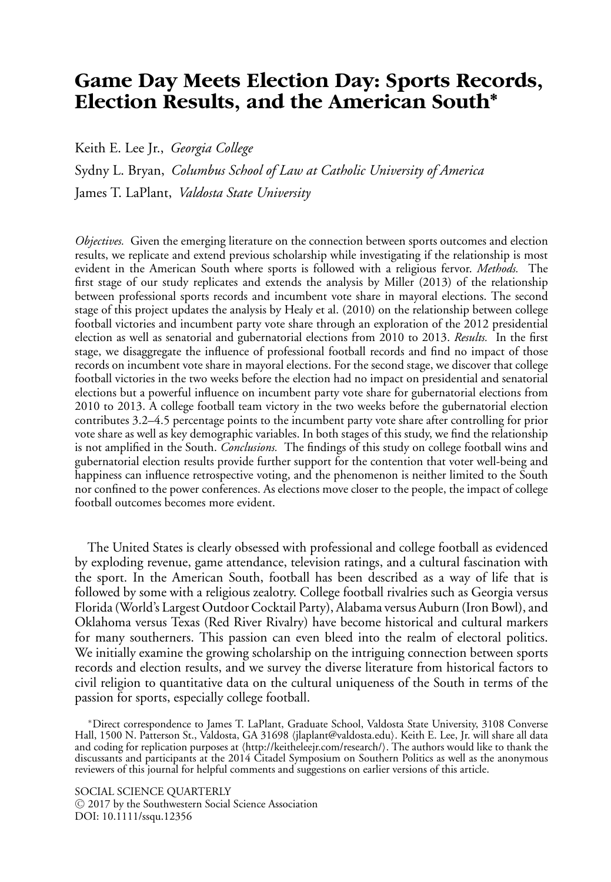# Game Day Meets Election Day: Sports Records, Election Results, and the American South*

Keith E. Lee Jr., *Georgia College*

Sydny L. Bryan, *Columbus School of Law at Catholic University of America*

James T. LaPlant, *Valdosta State University*

*Objectives.* Given the emerging literature on the connection between sports outcomes and election results, we replicate and extend previous scholarship while investigating if the relationship is most evident in the American South where sports is followed with a religious fervor. *Methods.* The first stage of our study replicates and extends the analysis by Miller (2013) of the relationship between professional sports records and incumbent vote share in mayoral elections. The second stage of this project updates the analysis by Healy et al. (2010) on the relationship between college football victories and incumbent party vote share through an exploration of the 2012 presidential election as well as senatorial and gubernatorial elections from 2010 to 2013. *Results.* In the first stage, we disaggregate the influence of professional football records and find no impact of those records on incumbent vote share in mayoral elections. For the second stage, we discover that college football victories in the two weeks before the election had no impact on presidential and senatorial elections but a powerful influence on incumbent party vote share for gubernatorial elections from 2010 to 2013. A college football team victory in the two weeks before the gubernatorial election contributes 3.2–4.5 percentage points to the incumbent party vote share after controlling for prior vote share as well as key demographic variables. In both stages of this study, we find the relationship is not amplified in the South. *Conclusions.* The findings of this study on college football wins and gubernatorial election results provide further support for the contention that voter well-being and happiness can influence retrospective voting, and the phenomenon is neither limited to the South nor confined to the power conferences. As elections move closer to the people, the impact of college football outcomes becomes more evident.

The United States is clearly obsessed with professional and college football as evidenced by exploding revenue, game attendance, television ratings, and a cultural fascination with the sport. In the American South, football has been described as a way of life that is followed by some with a religious zealotry. College football rivalries such as Georgia versus Florida (World's Largest Outdoor Cocktail Party), Alabama versus Auburn (Iron Bowl), and Oklahoma versus Texas (Red River Rivalry) have become historical and cultural markers for many southerners. This passion can even bleed into the realm of electoral politics. We initially examine the growing scholarship on the intriguing connection between sports records and election results, and we survey the diverse literature from historical factors to civil religion to quantitative data on the cultural uniqueness of the South in terms of the passion for sports, especially college football.

*Direct correspondence to James T. LaPlant, Graduate School, Valdosta State University, 3108 Converse Hall, 1500 N. Patterson St., Valdosta, GA 31698 ⟨jlaplant@valdosta.edu⟩. Keith E. Lee, Jr. will share all data and coding for replication purposes at ⟨http://keitheleejr.com/research/⟩. The authors would like to thank the discussants and participants at the 2014 Citadel Symposium on Southern Politics as well as the anonymous reviewers of this journal for helpful comments and suggestions on earlier versions of this article.

SOCIAL SCIENCE QUARTERLY
© 2017 by the Southwestern Social Science Association
DOI: 10.1111/ssqu.12356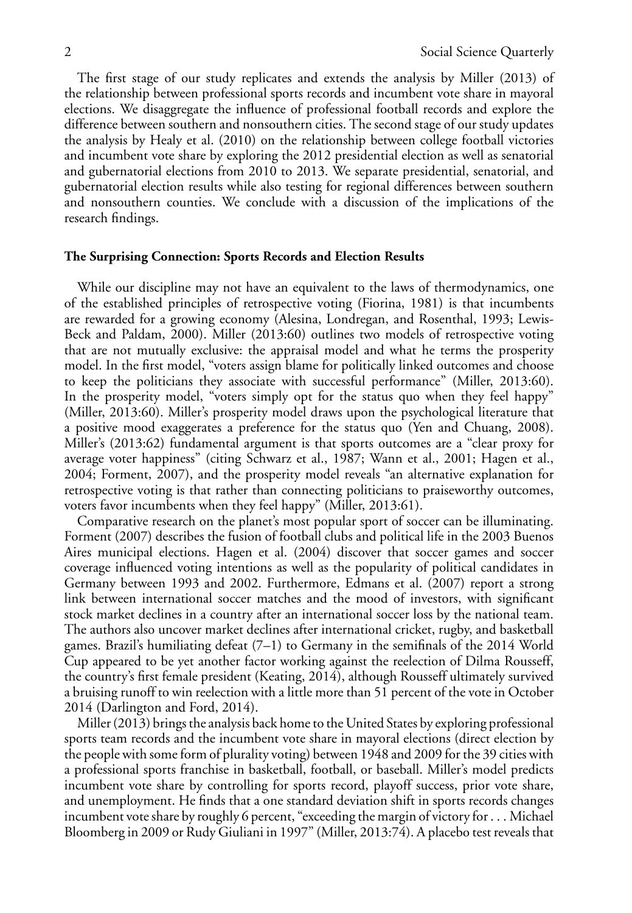The first stage of our study replicates and extends the analysis by Miller (2013) of the relationship between professional sports records and incumbent vote share in mayoral elections. We disaggregate the influence of professional football records and explore the difference between southern and nonsouthern cities. The second stage of our study updates the analysis by Healy et al. (2010) on the relationship between college football victories and incumbent vote share by exploring the 2012 presidential election as well as senatorial and gubernatorial elections from 2010 to 2013. We separate presidential, senatorial, and gubernatorial election results while also testing for regional differences between southern and nonsouthern counties. We conclude with a discussion of the implications of the research findings.

### The Surprising Connection: Sports Records and Election Results

While our discipline may not have an equivalent to the laws of thermodynamics, one of the established principles of retrospective voting (Fiorina, 1981) is that incumbents are rewarded for a growing economy (Alesina, Londregan, and Rosenthal, 1993; Lewis-Beck and Paldam, 2000). Miller (2013:60) outlines two models of retrospective voting that are not mutually exclusive: the appraisal model and what he terms the prosperity model. In the first model, "voters assign blame for politically linked outcomes and choose to keep the politicians they associate with successful performance" (Miller, 2013:60). In the prosperity model, "voters simply opt for the status quo when they feel happy" (Miller, 2013:60). Miller's prosperity model draws upon the psychological literature that a positive mood exaggerates a preference for the status quo (Yen and Chuang, 2008). Miller's (2013:62) fundamental argument is that sports outcomes are a "clear proxy for average voter happiness" (citing Schwarz et al., 1987; Wann et al., 2001; Hagen et al., 2004; Forment, 2007), and the prosperity model reveals "an alternative explanation for retrospective voting is that rather than connecting politicians to praiseworthy outcomes, voters favor incumbents when they feel happy" (Miller, 2013:61).

Comparative research on the planet's most popular sport of soccer can be illuminating. Forment (2007) describes the fusion of football clubs and political life in the 2003 Buenos Aires municipal elections. Hagen et al. (2004) discover that soccer games and soccer coverage influenced voting intentions as well as the popularity of political candidates in Germany between 1993 and 2002. Furthermore, Edmans et al. (2007) report a strong link between international soccer matches and the mood of investors, with significant stock market declines in a country after an international soccer loss by the national team. The authors also uncover market declines after international cricket, rugby, and basketball games. Brazil's humiliating defeat (7–1) to Germany in the semifinals of the 2014 World Cup appeared to be yet another factor working against the reelection of Dilma Rousseff, the country's first female president (Keating, 2014), although Rousseff ultimately survived a bruising runoff to win reelection with a little more than 51 percent of the vote in October 2014 (Darlington and Ford, 2014).

Miller (2013) brings the analysis back home to the United States by exploring professional sports team records and the incumbent vote share in mayoral elections (direct election by the people with some form of plurality voting) between 1948 and 2009 for the 39 cities with a professional sports franchise in basketball, football, or baseball. Miller's model predicts incumbent vote share by controlling for sports record, playoff success, prior vote share, and unemployment. He finds that a one standard deviation shift in sports records changes incumbent vote share by roughly 6 percent, "exceeding the margin of victory for . . . Michael Bloomberg in 2009 or Rudy Giuliani in 1997" (Miller, 2013:74). A placebo test reveals that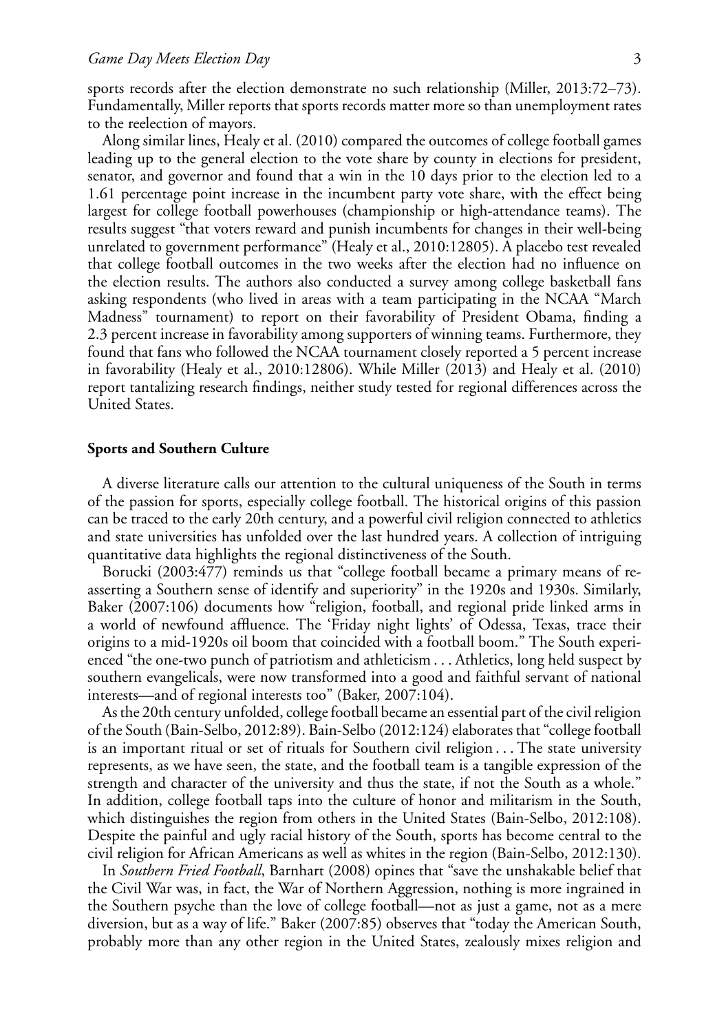sports records after the election demonstrate no such relationship (Miller, 2013:72–73). Fundamentally, Miller reports that sports records matter more so than unemployment rates to the reelection of mayors.

Along similar lines, Healy et al. (2010) compared the outcomes of college football games leading up to the general election to the vote share by county in elections for president, senator, and governor and found that a win in the 10 days prior to the election led to a 1.61 percentage point increase in the incumbent party vote share, with the effect being largest for college football powerhouses (championship or high-attendance teams). The results suggest "that voters reward and punish incumbents for changes in their well-being unrelated to government performance" (Healy et al., 2010:12805). A placebo test revealed that college football outcomes in the two weeks after the election had no influence on the election results. The authors also conducted a survey among college basketball fans asking respondents (who lived in areas with a team participating in the NCAA "March Madness" tournament) to report on their favorability of President Obama, finding a 2.3 percent increase in favorability among supporters of winning teams. Furthermore, they found that fans who followed the NCAA tournament closely reported a 5 percent increase in favorability (Healy et al., 2010:12806). While Miller (2013) and Healy et al. (2010) report tantalizing research findings, neither study tested for regional differences across the United States.

## Sports and Southern Culture

A diverse literature calls our attention to the cultural uniqueness of the South in terms of the passion for sports, especially college football. The historical origins of this passion can be traced to the early 20th century, and a powerful civil religion connected to athletics and state universities has unfolded over the last hundred years. A collection of intriguing quantitative data highlights the regional distinctiveness of the South.

Borucki (2003:477) reminds us that "college football became a primary means of re-asserting a Southern sense of identify and superiority" in the 1920s and 1930s. Similarly, Baker (2007:106) documents how "religion, football, and regional pride linked arms in a world of newfound affluence. The 'Friday night lights' of Odessa, Texas, trace their origins to a mid-1920s oil boom that coincided with a football boom." The South experienced "the one-two punch of patriotism and athleticism . . . Athletics, long held suspect by southern evangelicals, were now transformed into a good and faithful servant of national interests—and of regional interests too" (Baker, 2007:104).

As the 20th century unfolded, college football became an essential part of the civil religion of the South (Bain-Selbo, 2012:89). Bain-Selbo (2012:124) elaborates that "college football is an important ritual or set of rituals for Southern civil religion . . . The state university represents, as we have seen, the state, and the football team is a tangible expression of the strength and character of the university and thus the state, if not the South as a whole." In addition, college football taps into the culture of honor and militarism in the South, which distinguishes the region from others in the United States (Bain-Selbo, 2012:108). Despite the painful and ugly racial history of the South, sports has become central to the civil religion for African Americans as well as whites in the region (Bain-Selbo, 2012:130).

In *Southern Fried Football*, Barnhart (2008) opines that "save the unshakable belief that the Civil War was, in fact, the War of Northern Aggression, nothing is more ingrained in the Southern psyche than the love of college football—not as just a game, not as a mere diversion, but as a way of life." Baker (2007:85) observes that "today the American South, probably more than any other region in the United States, zealously mixes religion and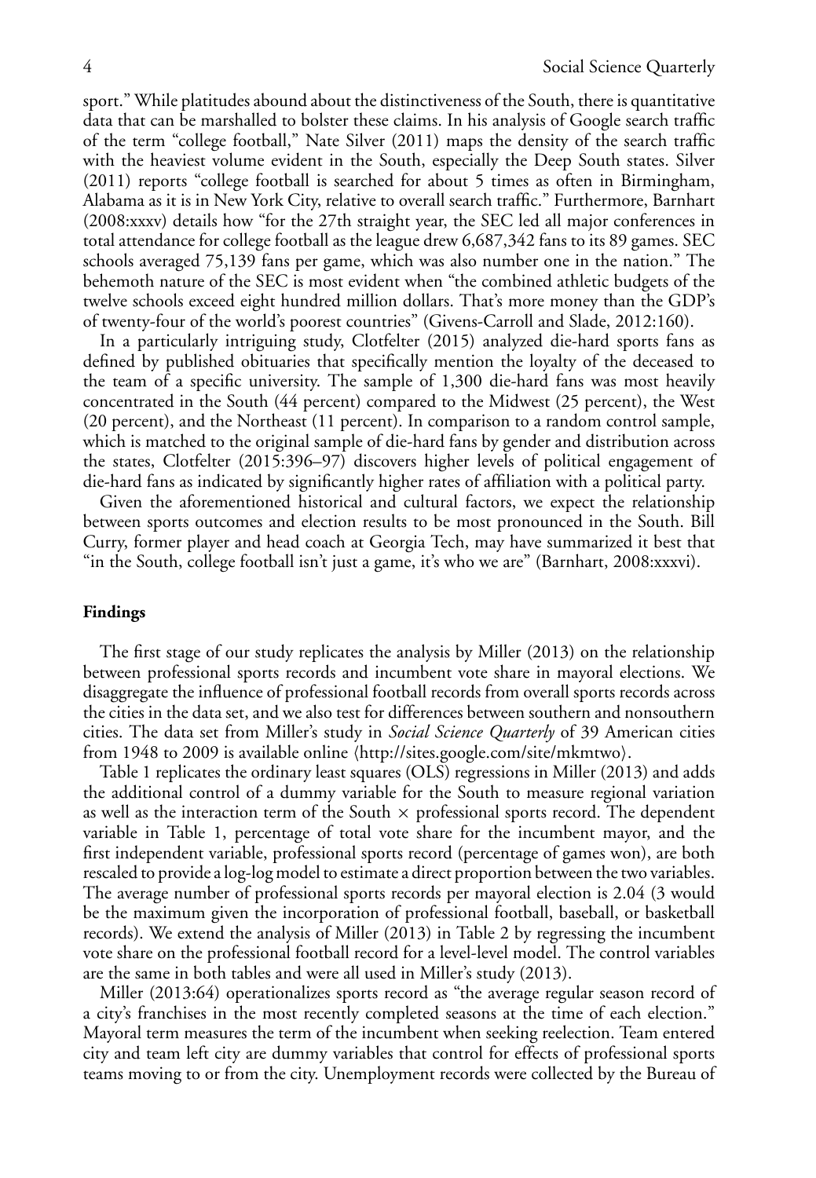sport." While platitudes abound about the distinctiveness of the South, there is quantitative data that can be marshalled to bolster these claims. In his analysis of Google search traffic of the term "college football," Nate Silver (2011) maps the density of the search traffic with the heaviest volume evident in the South, especially the Deep South states. Silver (2011) reports "college football is searched for about 5 times as often in Birmingham, Alabama as it is in New York City, relative to overall search traffic." Furthermore, Barnhart (2008:xxxv) details how "for the 27th straight year, the SEC led all major conferences in total attendance for college football as the league drew 6,687,342 fans to its 89 games. SEC schools averaged 75,139 fans per game, which was also number one in the nation." The behemoth nature of the SEC is most evident when "the combined athletic budgets of the twelve schools exceed eight hundred million dollars. That's more money than the GDP's of twenty-four of the world's poorest countries" (Givens-Carroll and Slade, 2012:160).

In a particularly intriguing study, Clotfelter (2015) analyzed die-hard sports fans as defined by published obituaries that specifically mention the loyalty of the deceased to the team of a specific university. The sample of 1,300 die-hard fans was most heavily concentrated in the South (44 percent) compared to the Midwest (25 percent), the West (20 percent), and the Northeast (11 percent). In comparison to a random control sample, which is matched to the original sample of die-hard fans by gender and distribution across the states, Clotfelter (2015:396–97) discovers higher levels of political engagement of die-hard fans as indicated by significantly higher rates of affiliation with a political party.

Given the aforementioned historical and cultural factors, we expect the relationship between sports outcomes and election results to be most pronounced in the South. Bill Curry, former player and head coach at Georgia Tech, may have summarized it best that "in the South, college football isn't just a game, it's who we are" (Barnhart, 2008:xxxvi).

## Findings

The first stage of our study replicates the analysis by Miller (2013) on the relationship between professional sports records and incumbent vote share in mayoral elections. We disaggregate the influence of professional football records from overall sports records across the cities in the data set, and we also test for differences between southern and nonsouthern cities. The data set from Miller's study in *Social Science Quarterly* of 39 American cities from 1948 to 2009 is available online ⟨http://sites.google.com/site/mkmtwo⟩.

Table 1 replicates the ordinary least squares (OLS) regressions in Miller (2013) and adds the additional control of a dummy variable for the South to measure regional variation as well as the interaction term of the South × professional sports record. The dependent variable in Table 1, percentage of total vote share for the incumbent mayor, and the first independent variable, professional sports record (percentage of games won), are both rescaled to provide a log-log model to estimate a direct proportion between the two variables. The average number of professional sports records per mayoral election is 2.04 (3 would be the maximum given the incorporation of professional football, baseball, or basketball records). We extend the analysis of Miller (2013) in Table 2 by regressing the incumbent vote share on the professional football record for a level-level model. The control variables are the same in both tables and were all used in Miller's study (2013).

Miller (2013:64) operationalizes sports record as "the average regular season record of a city's franchises in the most recently completed seasons at the time of each election." Mayoral term measures the term of the incumbent when seeking reelection. Team entered city and team left city are dummy variables that control for effects of professional sports teams moving to or from the city. Unemployment records were collected by the Bureau of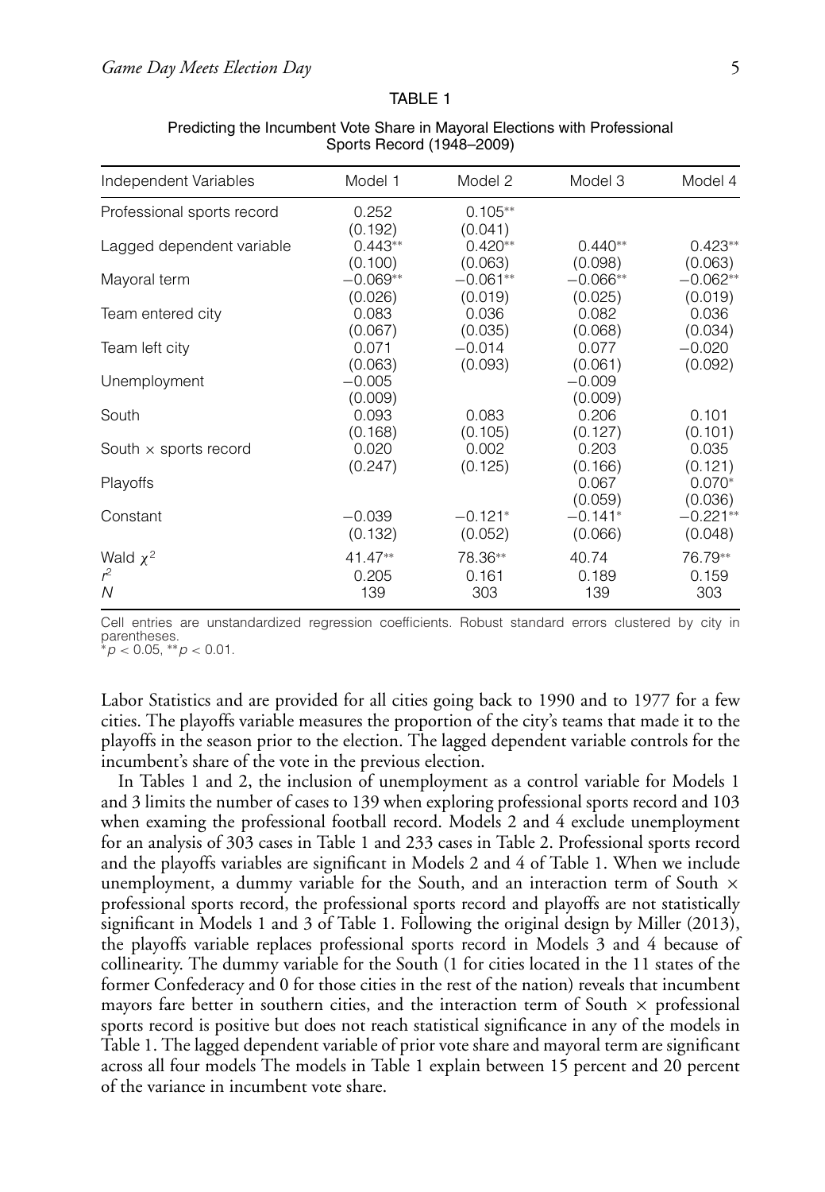TABLE 1

Predicting the Incumbent Vote Share in Mayoral Elections with Professional Sports Record (1948–2009)

| Independent Variables | Model 1 | Model 2 | Model 3 | Model 4 |
|---|---|---|---|---|
| Professional sports record | 0.252 | 0.105** | | |
| | (0.192) | (0.041) | | |
| Lagged dependent variable | 0.443** | 0.420** | 0.440** | 0.423** |
| | (0.100) | (0.063) | (0.098) | (0.063) |
| Mayoral term | −0.069** | −0.061** | −0.066** | −0.062** |
| | (0.026) | (0.019) | (0.025) | (0.019) |
| Team entered city | 0.083 | 0.036 | 0.082 | 0.036 |
| | (0.067) | (0.035) | (0.068) | (0.034) |
| Team left city | 0.071 | −0.014 | 0.077 | −0.020 |
| | (0.063) | (0.093) | (0.061) | (0.092) |
| Unemployment | −0.005 | | −0.009 | |
| | (0.009) | | (0.009) | |
| South | 0.093 | 0.083 | 0.206 | 0.101 |
| | (0.168) | (0.105) | (0.127) | (0.101) |
| South × sports record | 0.020 | 0.002 | 0.203 | 0.035 |
| | (0.247) | (0.125) | (0.166) | (0.121) |
| Playoffs | | | 0.067 | 0.070* |
| | | | (0.059) | (0.036) |
| Constant | −0.039 | −0.121* | −0.141* | −0.221** |
| | (0.132) | (0.052) | (0.066) | (0.048) |
| Wald $\chi^2$ | 41.47** | 78.36** | 40.74 | 76.79** |
| $r^2$ | 0.205 | 0.161 | 0.189 | 0.159 |
| $N$ | 139 | 303 | 139 | 303 |

Cell entries are unstandardized regression coefficients. Robust standard errors clustered by city in parentheses.
$^{*}p < 0.05$, $^{**}p < 0.01$.

Labor Statistics and are provided for all cities going back to 1990 and to 1977 for a few cities. The playoffs variable measures the proportion of the city's teams that made it to the playoffs in the season prior to the election. The lagged dependent variable controls for the incumbent's share of the vote in the previous election.

In Tables 1 and 2, the inclusion of unemployment as a control variable for Models 1 and 3 limits the number of cases to 139 when exploring professional sports record and 103 when examing the professional football record. Models 2 and 4 exclude unemployment for an analysis of 303 cases in Table 1 and 233 cases in Table 2. Professional sports record and the playoffs variables are significant in Models 2 and 4 of Table 1. When we include unemployment, a dummy variable for the South, and an interaction term of South × professional sports record, the professional sports record and playoffs are not statistically significant in Models 1 and 3 of Table 1. Following the original design by Miller (2013), the playoffs variable replaces professional sports record in Models 3 and 4 because of collinearity. The dummy variable for the South (1 for cities located in the 11 states of the former Confederacy and 0 for those cities in the rest of the nation) reveals that incumbent mayors fare better in southern cities, and the interaction term of South × professional sports record is positive but does not reach statistical significance in any of the models in Table 1. The lagged dependent variable of prior vote share and mayoral term are significant across all four models The models in Table 1 explain between 15 percent and 20 percent of the variance in incumbent vote share.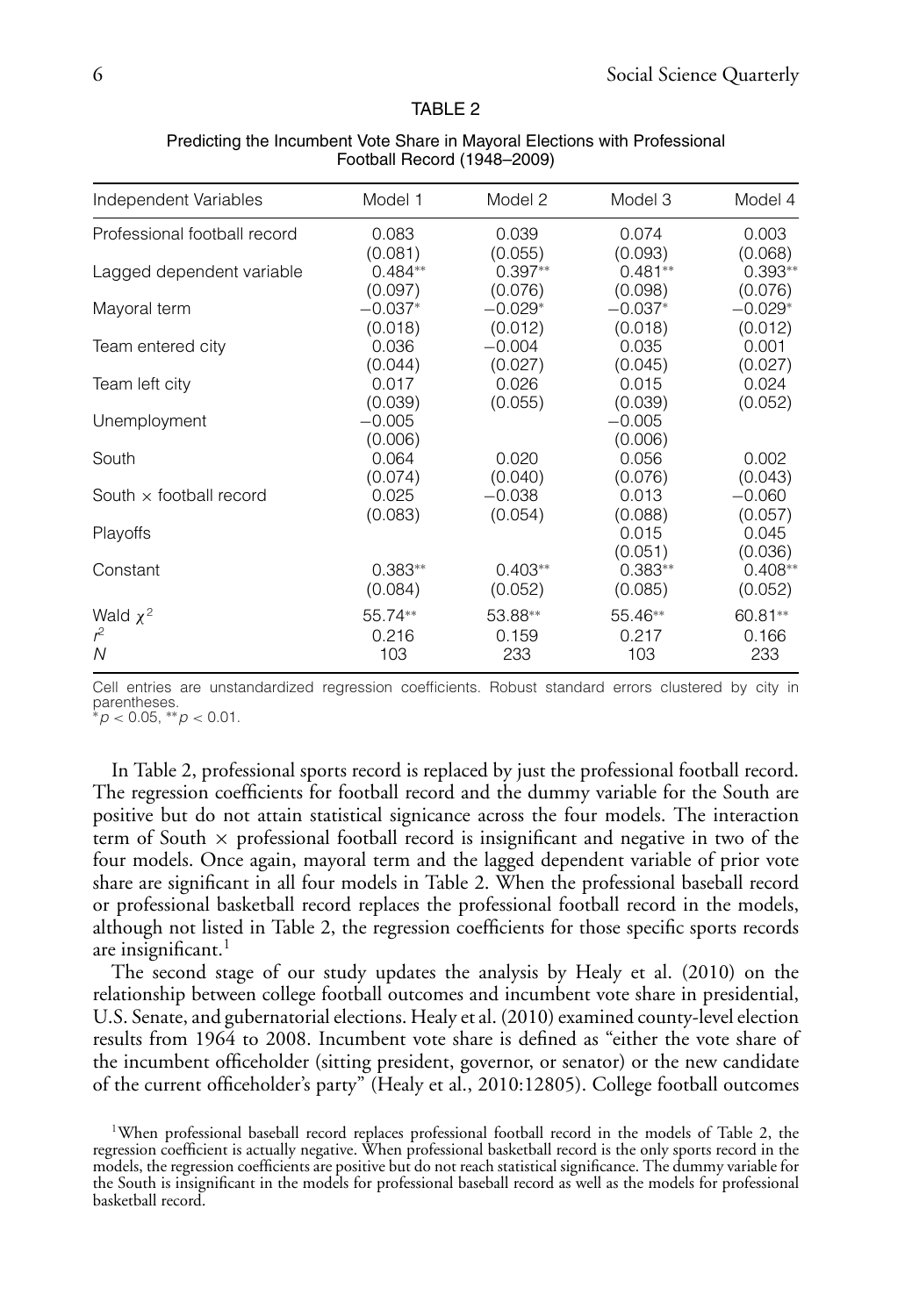TABLE 2

Predicting the Incumbent Vote Share in Mayoral Elections with Professional Football Record (1948–2009)

| Independent Variables | Model 1 | Model 2 | Model 3 | Model 4 |
|---|---|---|---|---|
| Professional football record | 0.083 | 0.039 | 0.074 | 0.003 |
| | (0.081) | (0.055) | (0.093) | (0.068) |
| Lagged dependent variable | 0.484** | 0.397** | 0.481** | 0.393** |
| | (0.097) | (0.076) | (0.098) | (0.076) |
| Mayoral term | −0.037* | −0.029* | −0.037* | −0.029* |
| | (0.018) | (0.012) | (0.018) | (0.012) |
| Team entered city | 0.036 | −0.004 | 0.035 | 0.001 |
| | (0.044) | (0.027) | (0.045) | (0.027) |
| Team left city | 0.017 | 0.026 | 0.015 | 0.024 |
| | (0.039) | (0.055) | (0.039) | (0.052) |
| Unemployment | −0.005 | | −0.005 | |
| | (0.006) | | (0.006) | |
| South | 0.064 | 0.020 | 0.056 | 0.002 |
| | (0.074) | (0.040) | (0.076) | (0.043) |
| South × football record | 0.025 | −0.038 | 0.013 | −0.060 |
| | (0.083) | (0.054) | (0.088) | (0.057) |
| Playoffs | | | 0.015 | 0.045 |
| | | | (0.051) | (0.036) |
| Constant | 0.383** | 0.403** | 0.383** | 0.408** |
| | (0.084) | (0.052) | (0.085) | (0.052) |
| Wald $\chi^2$ | 55.74** | 53.88** | 55.46** | 60.81** |
| $r^2$ | 0.216 | 0.159 | 0.217 | 0.166 |
| $N$ | 103 | 233 | 103 | 233 |

Cell entries are unstandardized regression coefficients. Robust standard errors clustered by city in parentheses.
$*p < 0.05$, $**p < 0.01$.

In Table 2, professional sports record is replaced by just the professional football record. The regression coefficients for football record and the dummy variable for the South are positive but do not attain statistical signicance across the four models. The interaction term of South × professional football record is insignificant and negative in two of the four models. Once again, mayoral term and the lagged dependent variable of prior vote share are significant in all four models in Table 2. When the professional baseball record or professional basketball record replaces the professional football record in the models, although not listed in Table 2, the regression coefficients for those specific sports records are insignificant.[1]

The second stage of our study updates the analysis by Healy et al. (2010) on the relationship between college football outcomes and incumbent vote share in presidential, U.S. Senate, and gubernatorial elections. Healy et al. (2010) examined county-level election results from 1964 to 2008. Incumbent vote share is defined as "either the vote share of the incumbent officeholder (sitting president, governor, or senator) or the new candidate of the current officeholder's party" (Healy et al., 2010:12805). College football outcomes

[1]When professional baseball record replaces professional football record in the models of Table 2, the regression coefficient is actually negative. When professional basketball record is the only sports record in the models, the regression coefficients are positive but do not reach statistical significance. The dummy variable for the South is insignificant in the models for professional baseball record as well as the models for professional basketball record.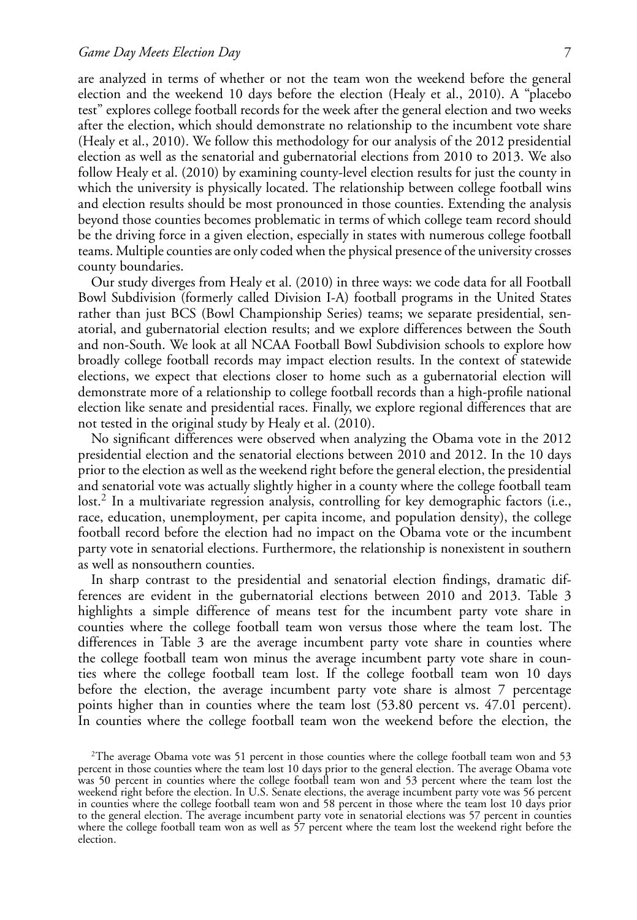are analyzed in terms of whether or not the team won the weekend before the general election and the weekend 10 days before the election (Healy et al., 2010). A "placebo test" explores college football records for the week after the general election and two weeks after the election, which should demonstrate no relationship to the incumbent vote share (Healy et al., 2010). We follow this methodology for our analysis of the 2012 presidential election as well as the senatorial and gubernatorial elections from 2010 to 2013. We also follow Healy et al. (2010) by examining county-level election results for just the county in which the university is physically located. The relationship between college football wins and election results should be most pronounced in those counties. Extending the analysis beyond those counties becomes problematic in terms of which college team record should be the driving force in a given election, especially in states with numerous college football teams. Multiple counties are only coded when the physical presence of the university crosses county boundaries.

Our study diverges from Healy et al. (2010) in three ways: we code data for all Football Bowl Subdivision (formerly called Division I-A) football programs in the United States rather than just BCS (Bowl Championship Series) teams; we separate presidential, senatorial, and gubernatorial election results; and we explore differences between the South and non-South. We look at all NCAA Football Bowl Subdivision schools to explore how broadly college football records may impact election results. In the context of statewide elections, we expect that elections closer to home such as a gubernatorial election will demonstrate more of a relationship to college football records than a high-profile national election like senate and presidential races. Finally, we explore regional differences that are not tested in the original study by Healy et al. (2010).

No significant differences were observed when analyzing the Obama vote in the 2012 presidential election and the senatorial elections between 2010 and 2012. In the 10 days prior to the election as well as the weekend right before the general election, the presidential and senatorial vote was actually slightly higher in a county where the college football team lost.[2] In a multivariate regression analysis, controlling for key demographic factors (i.e., race, education, unemployment, per capita income, and population density), the college football record before the election had no impact on the Obama vote or the incumbent party vote in senatorial elections. Furthermore, the relationship is nonexistent in southern as well as nonsouthern counties.

In sharp contrast to the presidential and senatorial election findings, dramatic differences are evident in the gubernatorial elections between 2010 and 2013. Table 3 highlights a simple difference of means test for the incumbent party vote share in counties where the college football team won versus those where the team lost. The differences in Table 3 are the average incumbent party vote share in counties where the college football team won minus the average incumbent party vote share in counties where the college football team lost. If the college football team won 10 days before the election, the average incumbent party vote share is almost 7 percentage points higher than in counties where the team lost (53.80 percent vs. 47.01 percent). In counties where the college football team won the weekend before the election, the

[2]The average Obama vote was 51 percent in those counties where the college football team won and 53 percent in those counties where the team lost 10 days prior to the general election. The average Obama vote was 50 percent in counties where the college football team won and 53 percent where the team lost the weekend right before the election. In U.S. Senate elections, the average incumbent party vote was 56 percent in counties where the college football team won and 58 percent in those where the team lost 10 days prior to the general election. The average incumbent party vote in senatorial elections was 57 percent in counties where the college football team won as well as 57 percent where the team lost the weekend right before the election.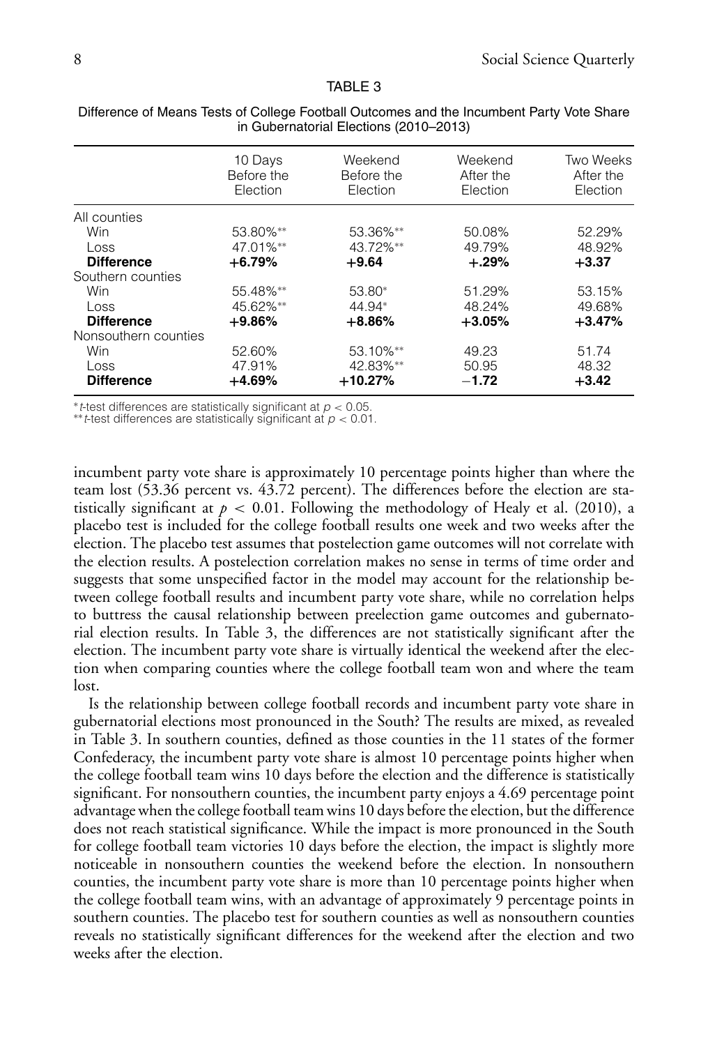TABLE 3

Difference of Means Tests of College Football Outcomes and the Incumbent Party Vote Share in Gubernatorial Elections (2010–2013)

| | 10 Days Before the Election | Weekend Before the Election | Weekend After the Election | Two Weeks After the Election |
|---|---|---|---|---|
| All counties | | | | |
| Win | 53.80%** | 53.36%** | 50.08% | 52.29% |
| Loss | 47.01%** | 43.72%** | 49.79% | 48.92% |
| **Difference** | **+6.79%** | **+9.64** | **+.29%** | **+3.37** |
| Southern counties | | | | |
| Win | 55.48%** | 53.80* | 51.29% | 53.15% |
| Loss | 45.62%** | 44.94* | 48.24% | 49.68% |
| **Difference** | **+9.86%** | **+8.86%** | **+3.05%** | **+3.47%** |
| Nonsouthern counties | | | | |
| Win | 52.60% | 53.10%** | 49.23 | 51.74 |
| Loss | 47.91% | 42.83%** | 50.95 | 48.32 |
| **Difference** | **+4.69%** | **+10.27%** | **−1.72** | **+3.42** |

**t*-test differences are statistically significant at $p < 0.05$.
***t*-test differences are statistically significant at $p < 0.01$.

incumbent party vote share is approximately 10 percentage points higher than where the team lost (53.36 percent vs. 43.72 percent). The differences before the election are statistically significant at $p < 0.01$. Following the methodology of Healy et al. (2010), a placebo test is included for the college football results one week and two weeks after the election. The placebo test assumes that postelection game outcomes will not correlate with the election results. A postelection correlation makes no sense in terms of time order and suggests that some unspecified factor in the model may account for the relationship between college football results and incumbent party vote share, while no correlation helps to buttress the causal relationship between preelection game outcomes and gubernatorial election results. In Table 3, the differences are not statistically significant after the election. The incumbent party vote share is virtually identical the weekend after the election when comparing counties where the college football team won and where the team lost.

Is the relationship between college football records and incumbent party vote share in gubernatorial elections most pronounced in the South? The results are mixed, as revealed in Table 3. In southern counties, defined as those counties in the 11 states of the former Confederacy, the incumbent party vote share is almost 10 percentage points higher when the college football team wins 10 days before the election and the difference is statistically significant. For nonsouthern counties, the incumbent party enjoys a 4.69 percentage point advantage when the college football team wins 10 days before the election, but the difference does not reach statistical significance. While the impact is more pronounced in the South for college football team victories 10 days before the election, the impact is slightly more noticeable in nonsouthern counties the weekend before the election. In nonsouthern counties, the incumbent party vote share is more than 10 percentage points higher when the college football team wins, with an advantage of approximately 9 percentage points in southern counties. The placebo test for southern counties as well as nonsouthern counties reveals no statistically significant differences for the weekend after the election and two weeks after the election.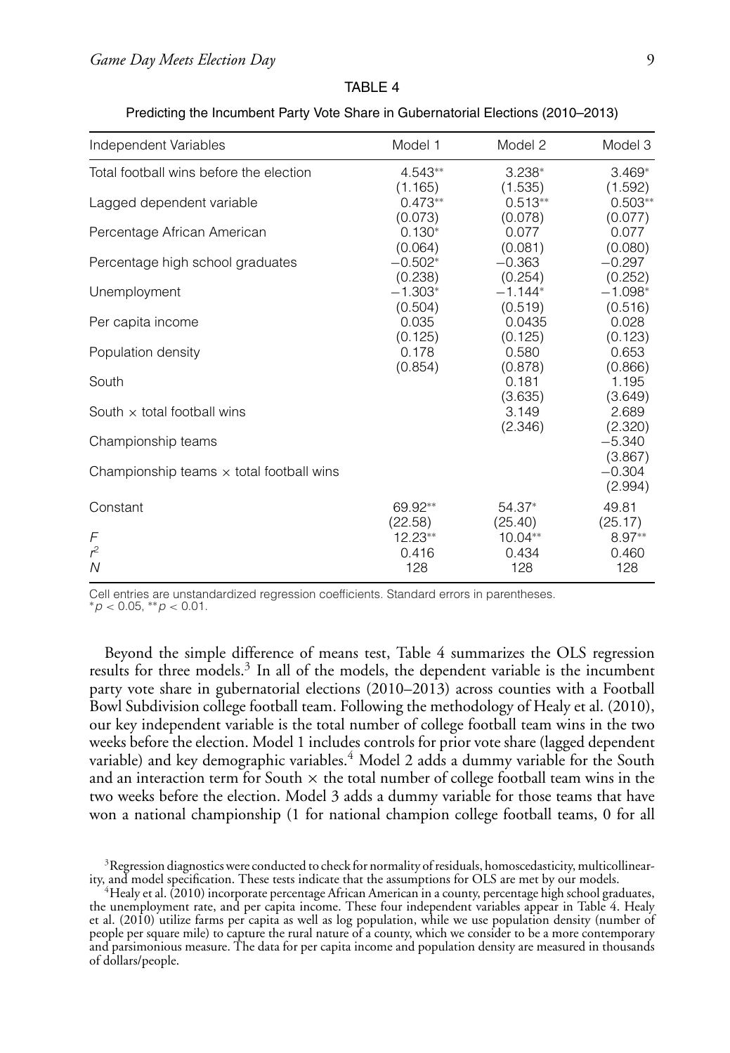TABLE 4

Predicting the Incumbent Party Vote Share in Gubernatorial Elections (2010–2013)

| Independent Variables | Model 1 | Model 2 | Model 3 |
|---|---|---|---|
| Total football wins before the election | 4.543** | 3.238* | 3.469* |
| | (1.165) | (1.535) | (1.592) |
| Lagged dependent variable | 0.473** | 0.513** | 0.503** |
| | (0.073) | (0.078) | (0.077) |
| Percentage African American | 0.130* | 0.077 | 0.077 |
| | (0.064) | (0.081) | (0.080) |
| Percentage high school graduates | −0.502* | −0.363 | −0.297 |
| | (0.238) | (0.254) | (0.252) |
| Unemployment | −1.303* | −1.144* | −1.098* |
| | (0.504) | (0.519) | (0.516) |
| Per capita income | 0.035 | 0.0435 | 0.028 |
| | (0.125) | (0.125) | (0.123) |
| Population density | 0.178 | 0.580 | 0.653 |
| | (0.854) | (0.878) | (0.866) |
| South | | 0.181 | 1.195 |
| | | (3.635) | (3.649) |
| South × total football wins | | 3.149 | 2.689 |
| | | (2.346) | (2.320) |
| Championship teams | | | −5.340 |
| | | | (3.867) |
| Championship teams × total football wins | | | −0.304 |
| | | | (2.994) |
| Constant | 69.92** | 54.37* | 49.81 |
| | (22.58) | (25.40) | (25.17) |
| $F$ | 12.23** | 10.04** | 8.97** |
| $r^2$ | 0.416 | 0.434 | 0.460 |
| $N$ | 128 | 128 | 128 |

Cell entries are unstandardized regression coefficients. Standard errors in parentheses.
$^{*}p < 0.05$, $^{**}p < 0.01$.

Beyond the simple difference of means test, Table 4 summarizes the OLS regression results for three models.[3] In all of the models, the dependent variable is the incumbent party vote share in gubernatorial elections (2010–2013) across counties with a Football Bowl Subdivision college football team. Following the methodology of Healy et al. (2010), our key independent variable is the total number of college football team wins in the two weeks before the election. Model 1 includes controls for prior vote share (lagged dependent variable) and key demographic variables.[4] Model 2 adds a dummy variable for the South and an interaction term for South × the total number of college football team wins in the two weeks before the election. Model 3 adds a dummy variable for those teams that have won a national championship (1 for national champion college football teams, 0 for all

[3]Regression diagnostics were conducted to check for normality of residuals, homoscedasticity, multicollinearity, and model specification. These tests indicate that the assumptions for OLS are met by our models.

[4]Healy et al. (2010) incorporate percentage African American in a county, percentage high school graduates, the unemployment rate, and per capita income. These four independent variables appear in Table 4. Healy et al. (2010) utilize farms per capita as well as log population, while we use population density (number of people per square mile) to capture the rural nature of a county, which we consider to be a more contemporary and parsimonious measure. The data for per capita income and population density are measured in thousands of dollars/people.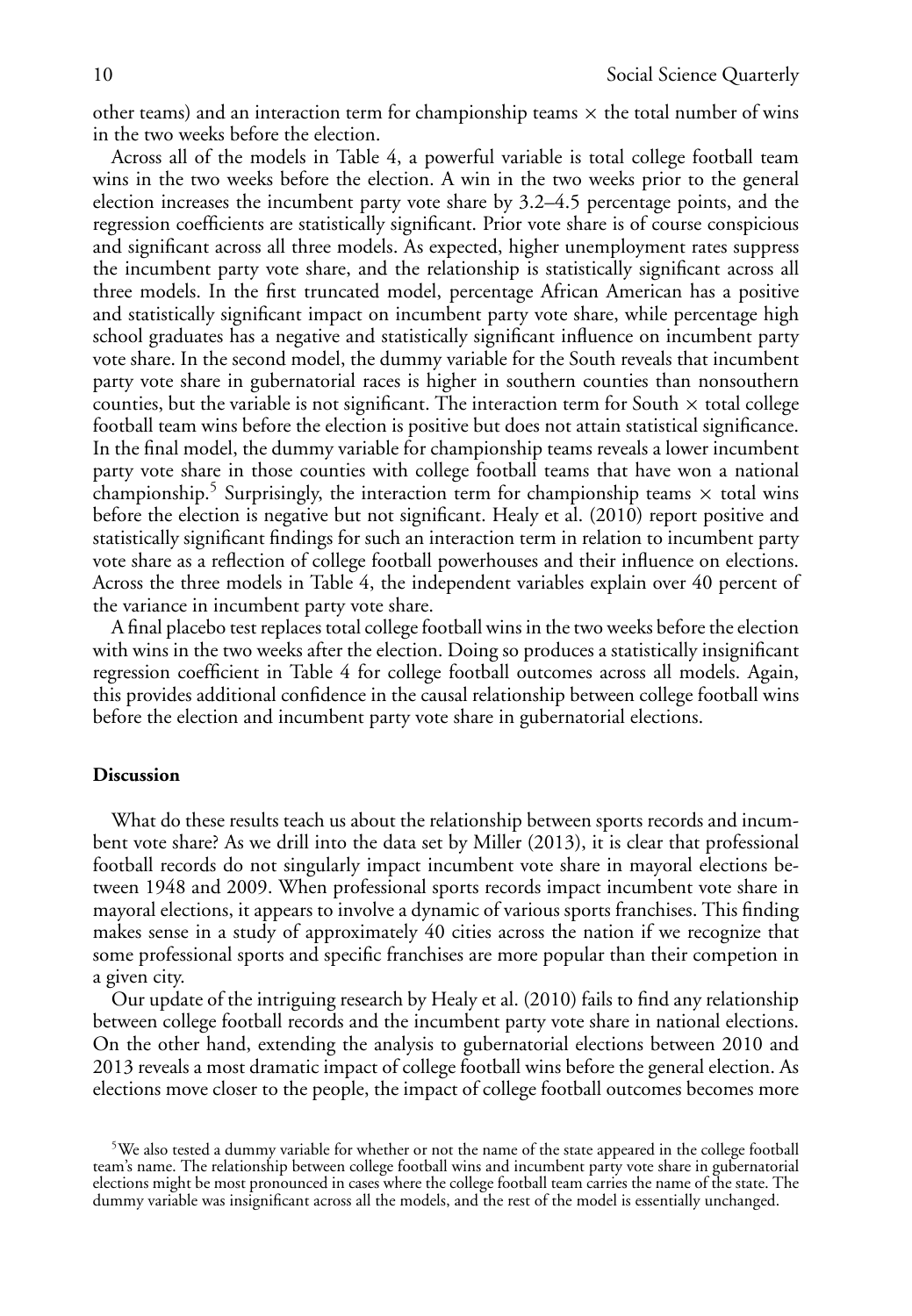other teams) and an interaction term for championship teams × the total number of wins in the two weeks before the election.

Across all of the models in Table 4, a powerful variable is total college football team wins in the two weeks before the election. A win in the two weeks prior to the general election increases the incumbent party vote share by 3.2–4.5 percentage points, and the regression coefficients are statistically significant. Prior vote share is of course conspicious and significant across all three models. As expected, higher unemployment rates suppress the incumbent party vote share, and the relationship is statistically significant across all three models. In the first truncated model, percentage African American has a positive and statistically significant impact on incumbent party vote share, while percentage high school graduates has a negative and statistically significant influence on incumbent party vote share. In the second model, the dummy variable for the South reveals that incumbent party vote share in gubernatorial races is higher in southern counties than nonsouthern counties, but the variable is not significant. The interaction term for South × total college football team wins before the election is positive but does not attain statistical significance. In the final model, the dummy variable for championship teams reveals a lower incumbent party vote share in those counties with college football teams that have won a national championship.[5] Surprisingly, the interaction term for championship teams × total wins before the election is negative but not significant. Healy et al. (2010) report positive and statistically significant findings for such an interaction term in relation to incumbent party vote share as a reflection of college football powerhouses and their influence on elections. Across the three models in Table 4, the independent variables explain over 40 percent of the variance in incumbent party vote share.

A final placebo test replaces total college football wins in the two weeks before the election with wins in the two weeks after the election. Doing so produces a statistically insignificant regression coefficient in Table 4 for college football outcomes across all models. Again, this provides additional confidence in the causal relationship between college football wins before the election and incumbent party vote share in gubernatorial elections.

## Discussion

What do these results teach us about the relationship between sports records and incumbent vote share? As we drill into the data set by Miller (2013), it is clear that professional football records do not singularly impact incumbent vote share in mayoral elections between 1948 and 2009. When professional sports records impact incumbent vote share in mayoral elections, it appears to involve a dynamic of various sports franchises. This finding makes sense in a study of approximately 40 cities across the nation if we recognize that some professional sports and specific franchises are more popular than their competion in a given city.

Our update of the intriguing research by Healy et al. (2010) fails to find any relationship between college football records and the incumbent party vote share in national elections. On the other hand, extending the analysis to gubernatorial elections between 2010 and 2013 reveals a most dramatic impact of college football wins before the general election. As elections move closer to the people, the impact of college football outcomes becomes more

[5] We also tested a dummy variable for whether or not the name of the state appeared in the college football team's name. The relationship between college football wins and incumbent party vote share in gubernatorial elections might be most pronounced in cases where the college football team carries the name of the state. The dummy variable was insignificant across all the models, and the rest of the model is essentially unchanged.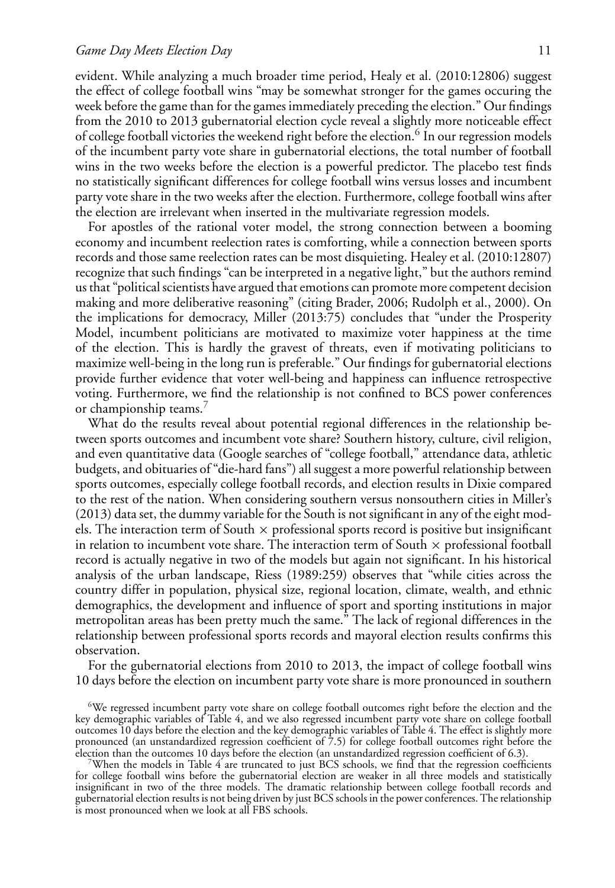evident. While analyzing a much broader time period, Healy et al. (2010:12806) suggest the effect of college football wins "may be somewhat stronger for the games occuring the week before the game than for the games immediately preceding the election." Our findings from the 2010 to 2013 gubernatorial election cycle reveal a slightly more noticeable effect of college football victories the weekend right before the election.[6] In our regression models of the incumbent party vote share in gubernatorial elections, the total number of football wins in the two weeks before the election is a powerful predictor. The placebo test finds no statistically significant differences for college football wins versus losses and incumbent party vote share in the two weeks after the election. Furthermore, college football wins after the election are irrelevant when inserted in the multivariate regression models.

For apostles of the rational voter model, the strong connection between a booming economy and incumbent reelection rates is comforting, while a connection between sports records and those same reelection rates can be most disquieting. Healey et al. (2010:12807) recognize that such findings "can be interpreted in a negative light," but the authors remind us that "political scientists have argued that emotions can promote more competent decision making and more deliberative reasoning" (citing Brader, 2006; Rudolph et al., 2000). On the implications for democracy, Miller (2013:75) concludes that "under the Prosperity Model, incumbent politicians are motivated to maximize voter happiness at the time of the election. This is hardly the gravest of threats, even if motivating politicians to maximize well-being in the long run is preferable." Our findings for gubernatorial elections provide further evidence that voter well-being and happiness can influence retrospective voting. Furthermore, we find the relationship is not confined to BCS power conferences or championship teams.[7]

What do the results reveal about potential regional differences in the relationship between sports outcomes and incumbent vote share? Southern history, culture, civil religion, and even quantitative data (Google searches of "college football," attendance data, athletic budgets, and obituaries of "die-hard fans") all suggest a more powerful relationship between sports outcomes, especially college football records, and election results in Dixie compared to the rest of the nation. When considering southern versus nonsouthern cities in Miller's (2013) data set, the dummy variable for the South is not significant in any of the eight models. The interaction term of South × professional sports record is positive but insignificant in relation to incumbent vote share. The interaction term of South × professional football record is actually negative in two of the models but again not significant. In his historical analysis of the urban landscape, Riess (1989:259) observes that "while cities across the country differ in population, physical size, regional location, climate, wealth, and ethnic demographics, the development and influence of sport and sporting institutions in major metropolitan areas has been pretty much the same." The lack of regional differences in the relationship between professional sports records and mayoral election results confirms this observation.

For the gubernatorial elections from 2010 to 2013, the impact of college football wins 10 days before the election on incumbent party vote share is more pronounced in southern

[6]We regressed incumbent party vote share on college football outcomes right before the election and the key demographic variables of Table 4, and we also regressed incumbent party vote share on college football outcomes 10 days before the election and the key demographic variables of Table 4. The effect is slightly more pronounced (an unstandardized regression coefficient of 7.5) for college football outcomes right before the election than the outcomes 10 days before the election (an unstandardized regression coefficient of 6.3).

[7]When the models in Table 4 are truncated to just BCS schools, we find that the regression coefficients for college football wins before the gubernatorial election are weaker in all three models and statistically insignificant in two of the three models. The dramatic relationship between college football records and gubernatorial election results is not being driven by just BCS schools in the power conferences. The relationship is most pronounced when we look at all FBS schools.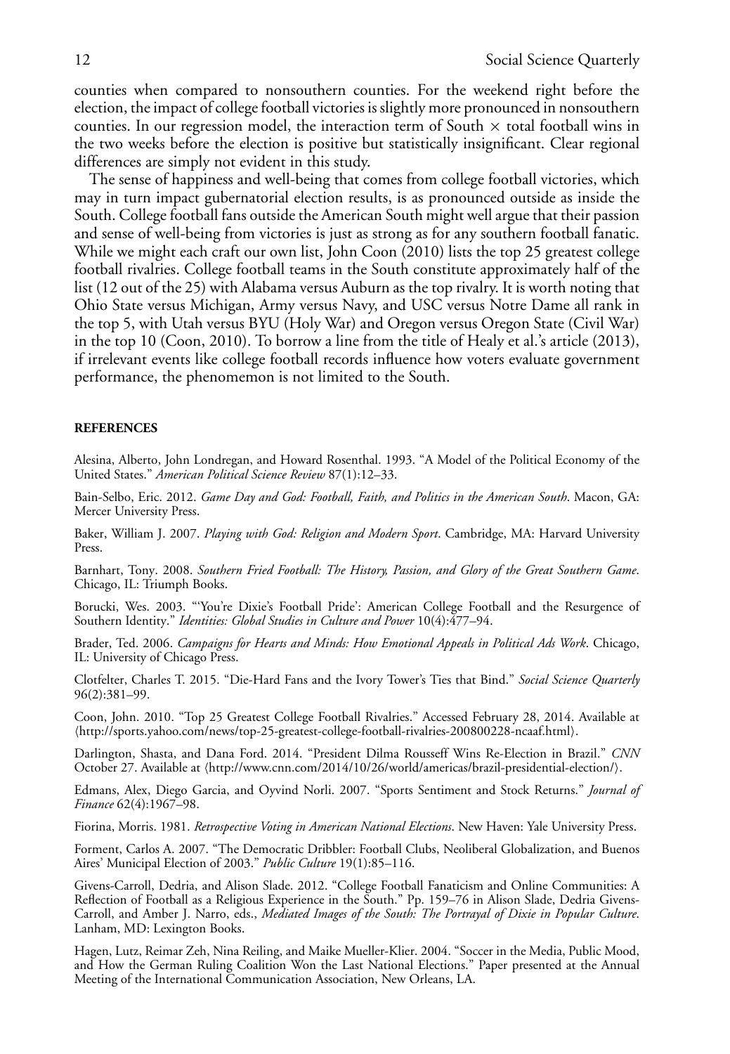counties when compared to nonsouthern counties. For the weekend right before the election, the impact of college football victories is slightly more pronounced in nonsouthern counties. In our regression model, the interaction term of South $\times$ total football wins in the two weeks before the election is positive but statistically insignificant. Clear regional differences are simply not evident in this study.

The sense of happiness and well-being that comes from college football victories, which may in turn impact gubernatorial election results, is as pronounced outside as inside the South. College football fans outside the American South might well argue that their passion and sense of well-being from victories is just as strong as for any southern football fanatic. While we might each craft our own list, John Coon (2010) lists the top 25 greatest college football rivalries. College football teams in the South constitute approximately half of the list (12 out of the 25) with Alabama versus Auburn as the top rivalry. It is worth noting that Ohio State versus Michigan, Army versus Navy, and USC versus Notre Dame all rank in the top 5, with Utah versus BYU (Holy War) and Oregon versus Oregon State (Civil War) in the top 10 (Coon, 2010). To borrow a line from the title of Healy et al.'s article (2013), if irrelevant events like college football records influence how voters evaluate government performance, the phenomemon is not limited to the South.

## REFERENCES

Alesina, Alberto, John Londregan, and Howard Rosenthal. 1993. "A Model of the Political Economy of the United States." *American Political Science Review* 87(1):12–33.

Bain-Selbo, Eric. 2012. *Game Day and God: Football, Faith, and Politics in the American South*. Macon, GA: Mercer University Press.

Baker, William J. 2007. *Playing with God: Religion and Modern Sport*. Cambridge, MA: Harvard University Press.

Barnhart, Tony. 2008. *Southern Fried Football: The History, Passion, and Glory of the Great Southern Game*. Chicago, IL: Triumph Books.

Borucki, Wes. 2003. "'You're Dixie's Football Pride': American College Football and the Resurgence of Southern Identity." *Identities: Global Studies in Culture and Power* 10(4):477–94.

Brader, Ted. 2006. *Campaigns for Hearts and Minds: How Emotional Appeals in Political Ads Work*. Chicago, IL: University of Chicago Press.

Clotfelter, Charles T. 2015. "Die-Hard Fans and the Ivory Tower's Ties that Bind." *Social Science Quarterly* 96(2):381–99.

Coon, John. 2010. "Top 25 Greatest College Football Rivalries." Accessed February 28, 2014. Available at ⟨http://sports.yahoo.com/news/top-25-greatest-college-football-rivalries-200800228-ncaaf.html⟩.

Darlington, Shasta, and Dana Ford. 2014. "President Dilma Rousseff Wins Re-Election in Brazil." *CNN* October 27. Available at ⟨http://www.cnn.com/2014/10/26/world/americas/brazil-presidential-election/⟩.

Edmans, Alex, Diego Garcia, and Oyvind Norli. 2007. "Sports Sentiment and Stock Returns." *Journal of Finance* 62(4):1967–98.

Fiorina, Morris. 1981. *Retrospective Voting in American National Elections*. New Haven: Yale University Press.

Forment, Carlos A. 2007. "The Democratic Dribbler: Football Clubs, Neoliberal Globalization, and Buenos Aires' Municipal Election of 2003." *Public Culture* 19(1):85–116.

Givens-Carroll, Dedria, and Alison Slade. 2012. "College Football Fanaticism and Online Communities: A Reflection of Football as a Religious Experience in the South." Pp. 159–76 in Alison Slade, Dedria Givens-Carroll, and Amber J. Narro, eds., *Mediated Images of the South: The Portrayal of Dixie in Popular Culture*. Lanham, MD: Lexington Books.

Hagen, Lutz, Reimar Zeh, Nina Reiling, and Maike Mueller-Klier. 2004. "Soccer in the Media, Public Mood, and How the German Ruling Coalition Won the Last National Elections." Paper presented at the Annual Meeting of the International Communication Association, New Orleans, LA.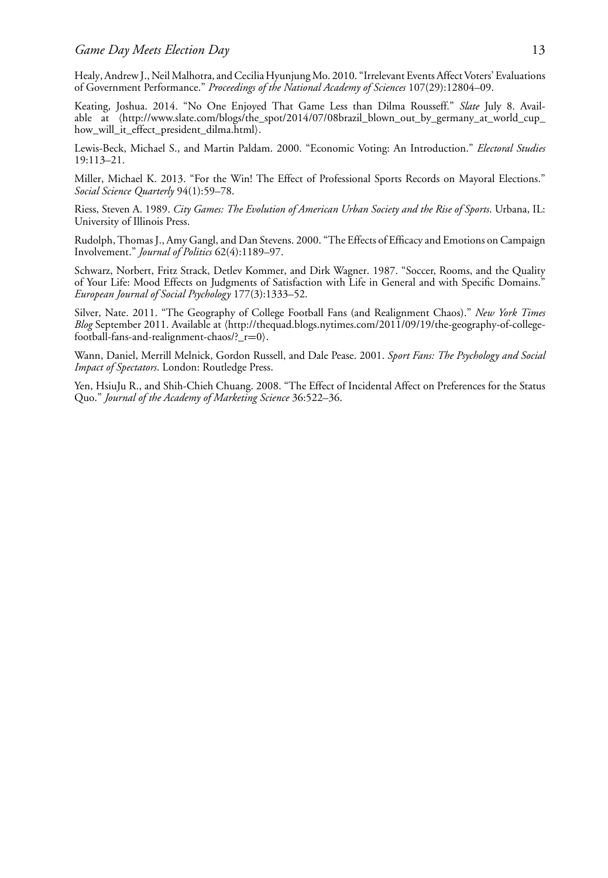Healy, Andrew J., Neil Malhotra, and Cecilia Hyunjung Mo. 2010. "Irrelevant Events Affect Voters' Evaluations of Government Performance." *Proceedings of the National Academy of Sciences* 107(29):12804–09.

Keating, Joshua. 2014. "No One Enjoyed That Game Less than Dilma Rousseff." *Slate* July 8. Available at ⟨http://www.slate.com/blogs/the_spot/2014/07/08brazil_blown_out_by_germany_at_world_cup_how_will_it_effect_president_dilma.html⟩.

Lewis-Beck, Michael S., and Martin Paldam. 2000. "Economic Voting: An Introduction." *Electoral Studies* 19:113–21.

Miller, Michael K. 2013. "For the Win! The Effect of Professional Sports Records on Mayoral Elections." *Social Science Quarterly* 94(1):59–78.

Riess, Steven A. 1989. *City Games: The Evolution of American Urban Society and the Rise of Sports*. Urbana, IL: University of Illinois Press.

Rudolph, Thomas J., Amy Gangl, and Dan Stevens. 2000. "The Effects of Efficacy and Emotions on Campaign Involvement." *Journal of Politics* 62(4):1189–97.

Schwarz, Norbert, Fritz Strack, Detlev Kommer, and Dirk Wagner. 1987. "Soccer, Rooms, and the Quality of Your Life: Mood Effects on Judgments of Satisfaction with Life in General and with Specific Domains." *European Journal of Social Psychology* 177(3):1333–52.

Silver, Nate. 2011. "The Geography of College Football Fans (and Realignment Chaos)." *New York Times Blog* September 2011. Available at ⟨http://thequad.blogs.nytimes.com/2011/09/19/the-geography-of-college-football-fans-and-realignment-chaos/?_r=0⟩.

Wann, Daniel, Merrill Melnick, Gordon Russell, and Dale Pease. 2001. *Sport Fans: The Psychology and Social Impact of Spectators*. London: Routledge Press.

Yen, HsiuJu R., and Shih-Chieh Chuang. 2008. "The Effect of Incidental Affect on Preferences for the Status Quo." *Journal of the Academy of Marketing Science* 36:522–36.